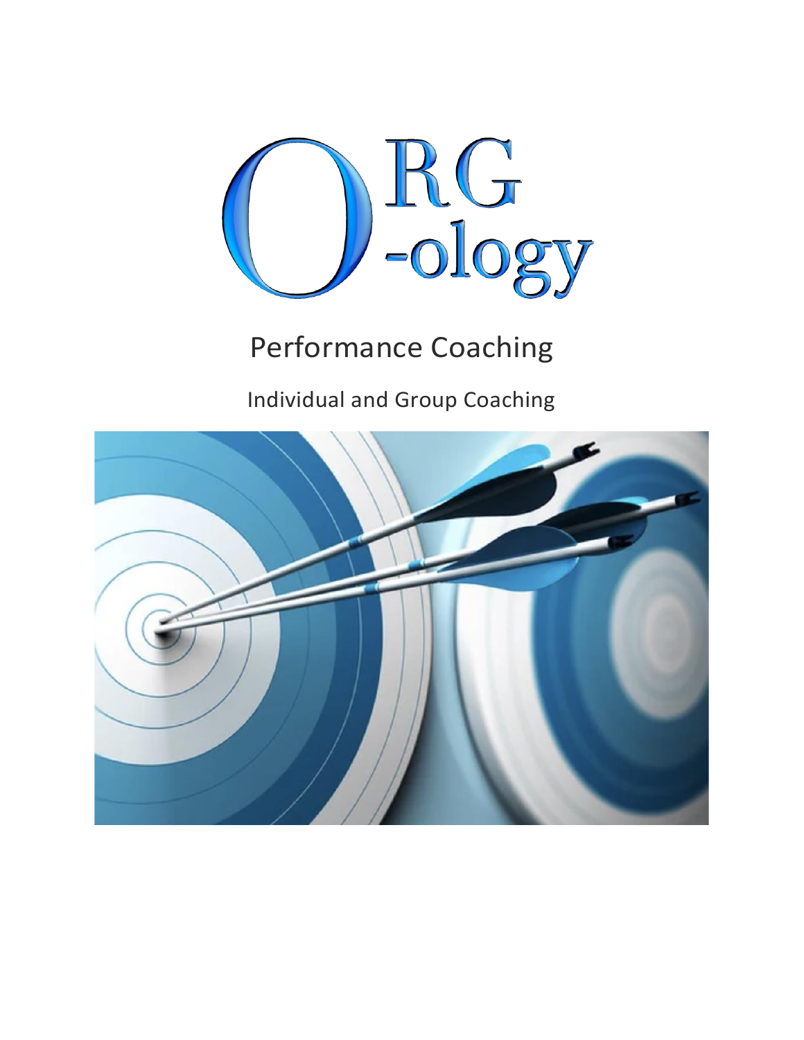# ORG -ology

## Performance Coaching

### Individual and Group Coaching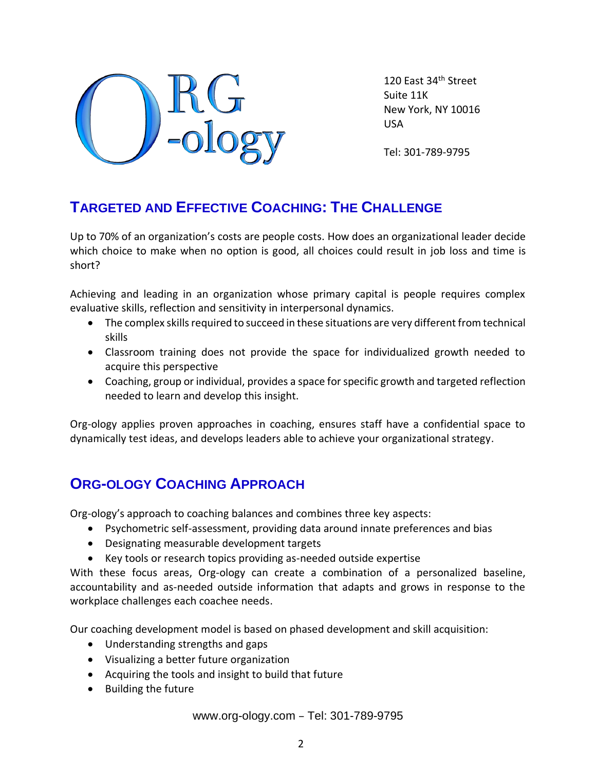ORG -ology

120 East 34th Street
Suite 11K
New York, NY 10016
USA

Tel: 301-789-9795

## Targeted and Effective Coaching: The Challenge

Up to 70% of an organization's costs are people costs. How does an organizational leader decide which choice to make when no option is good, all choices could result in job loss and time is short?

Achieving and leading in an organization whose primary capital is people requires complex evaluative skills, reflection and sensitivity in interpersonal dynamics.

- The complex skills required to succeed in these situations are very different from technical skills
- Classroom training does not provide the space for individualized growth needed to acquire this perspective
- Coaching, group or individual, provides a space for specific growth and targeted reflection needed to learn and develop this insight.

Org-ology applies proven approaches in coaching, ensures staff have a confidential space to dynamically test ideas, and develops leaders able to achieve your organizational strategy.

## Org-ology Coaching Approach

Org-ology's approach to coaching balances and combines three key aspects:

- Psychometric self-assessment, providing data around innate preferences and bias
- Designating measurable development targets
- Key tools or research topics providing as-needed outside expertise

With these focus areas, Org-ology can create a combination of a personalized baseline, accountability and as-needed outside information that adapts and grows in response to the workplace challenges each coachee needs.

Our coaching development model is based on phased development and skill acquisition:

- Understanding strengths and gaps
- Visualizing a better future organization
- Acquiring the tools and insight to build that future
- Building the future

www.org-ology.com – Tel: 301-789-9795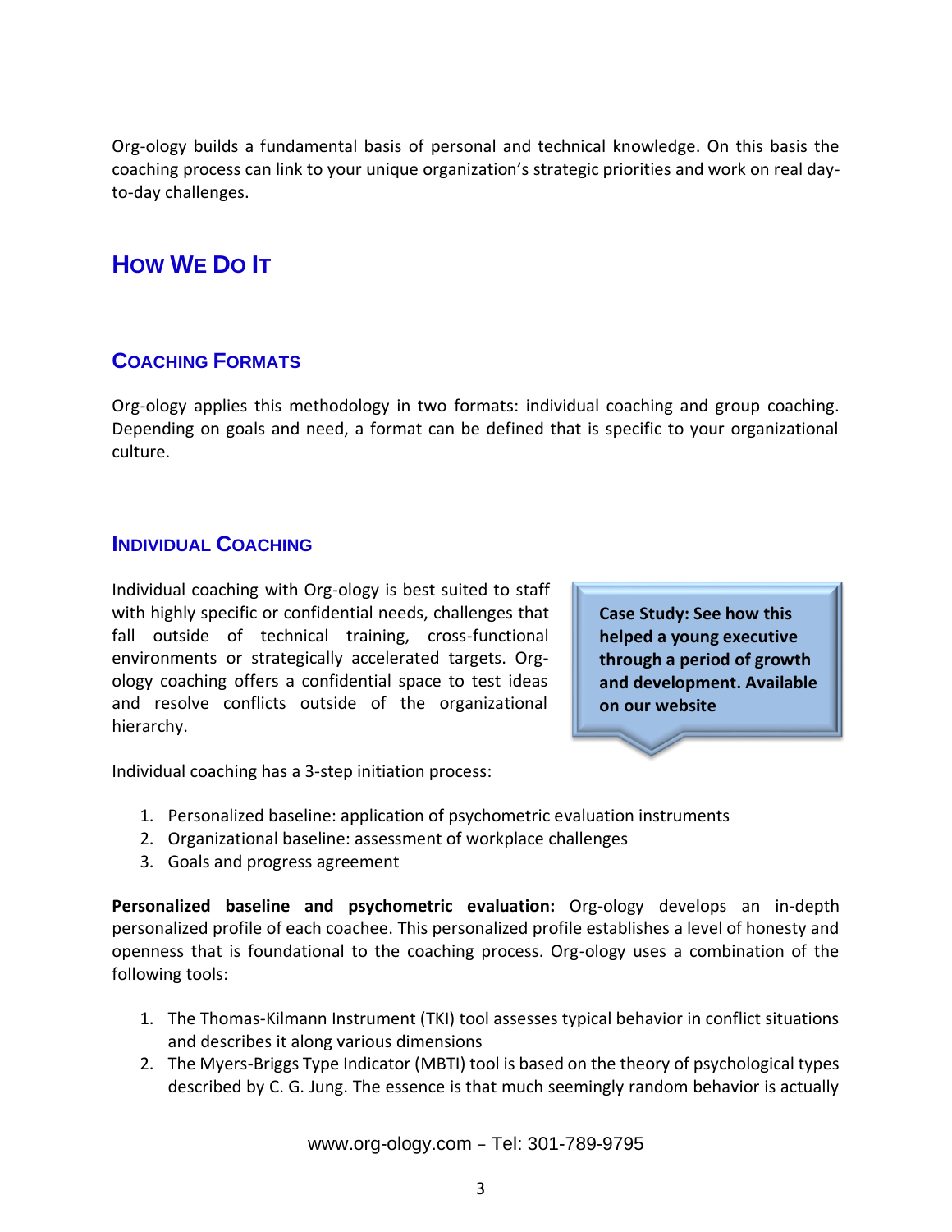Org-ology builds a fundamental basis of personal and technical knowledge. On this basis the coaching process can link to your unique organization's strategic priorities and work on real day-to-day challenges.

## How We Do It

### Coaching Formats

Org-ology applies this methodology in two formats: individual coaching and group coaching. Depending on goals and need, a format can be defined that is specific to your organizational culture.

### Individual Coaching

Individual coaching with Org-ology is best suited to staff with highly specific or confidential needs, challenges that fall outside of technical training, cross-functional environments or strategically accelerated targets. Org-ology coaching offers a confidential space to test ideas and resolve conflicts outside of the organizational hierarchy.

**Case Study: See how this helped a young executive through a period of growth and development. Available on our website**

Individual coaching has a 3-step initiation process:

1. Personalized baseline: application of psychometric evaluation instruments
2. Organizational baseline: assessment of workplace challenges
3. Goals and progress agreement

**Personalized baseline and psychometric evaluation:** Org-ology develops an in-depth personalized profile of each coachee. This personalized profile establishes a level of honesty and openness that is foundational to the coaching process. Org-ology uses a combination of the following tools:

1. The Thomas-Kilmann Instrument (TKI) tool assesses typical behavior in conflict situations and describes it along various dimensions
2. The Myers-Briggs Type Indicator (MBTI) tool is based on the theory of psychological types described by C. G. Jung. The essence is that much seemingly random behavior is actually

www.org-ology.com – Tel: 301-789-9795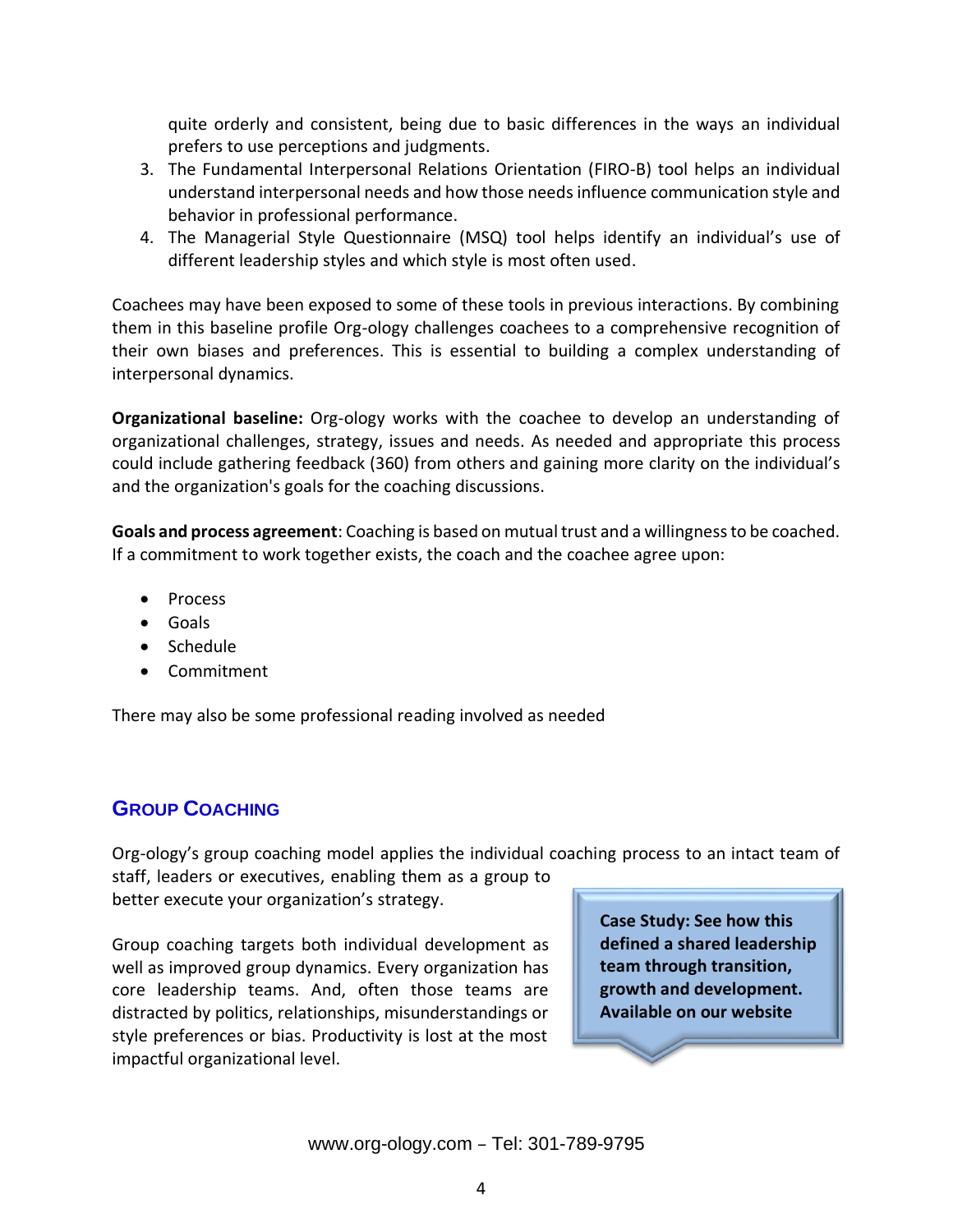quite orderly and consistent, being due to basic differences in the ways an individual prefers to use perceptions and judgments.

3. The Fundamental Interpersonal Relations Orientation (FIRO-B) tool helps an individual understand interpersonal needs and how those needs influence communication style and behavior in professional performance.
4. The Managerial Style Questionnaire (MSQ) tool helps identify an individual's use of different leadership styles and which style is most often used.

Coachees may have been exposed to some of these tools in previous interactions. By combining them in this baseline profile Org-ology challenges coachees to a comprehensive recognition of their own biases and preferences. This is essential to building a complex understanding of interpersonal dynamics.

**Organizational baseline:** Org-ology works with the coachee to develop an understanding of organizational challenges, strategy, issues and needs. As needed and appropriate this process could include gathering feedback (360) from others and gaining more clarity on the individual's and the organization's goals for the coaching discussions.

**Goals and process agreement**: Coaching is based on mutual trust and a willingness to be coached. If a commitment to work together exists, the coach and the coachee agree upon:

- Process
- Goals
- Schedule
- Commitment

There may also be some professional reading involved as needed

## Group Coaching

Org-ology's group coaching model applies the individual coaching process to an intact team of staff, leaders or executives, enabling them as a group to better execute your organization's strategy.

Group coaching targets both individual development as well as improved group dynamics. Every organization has core leadership teams. And, often those teams are distracted by politics, relationships, misunderstandings or style preferences or bias. Productivity is lost at the most impactful organizational level.

**Case Study: See how this defined a shared leadership team through transition, growth and development. Available on our website**

www.org-ology.com – Tel: 301-789-9795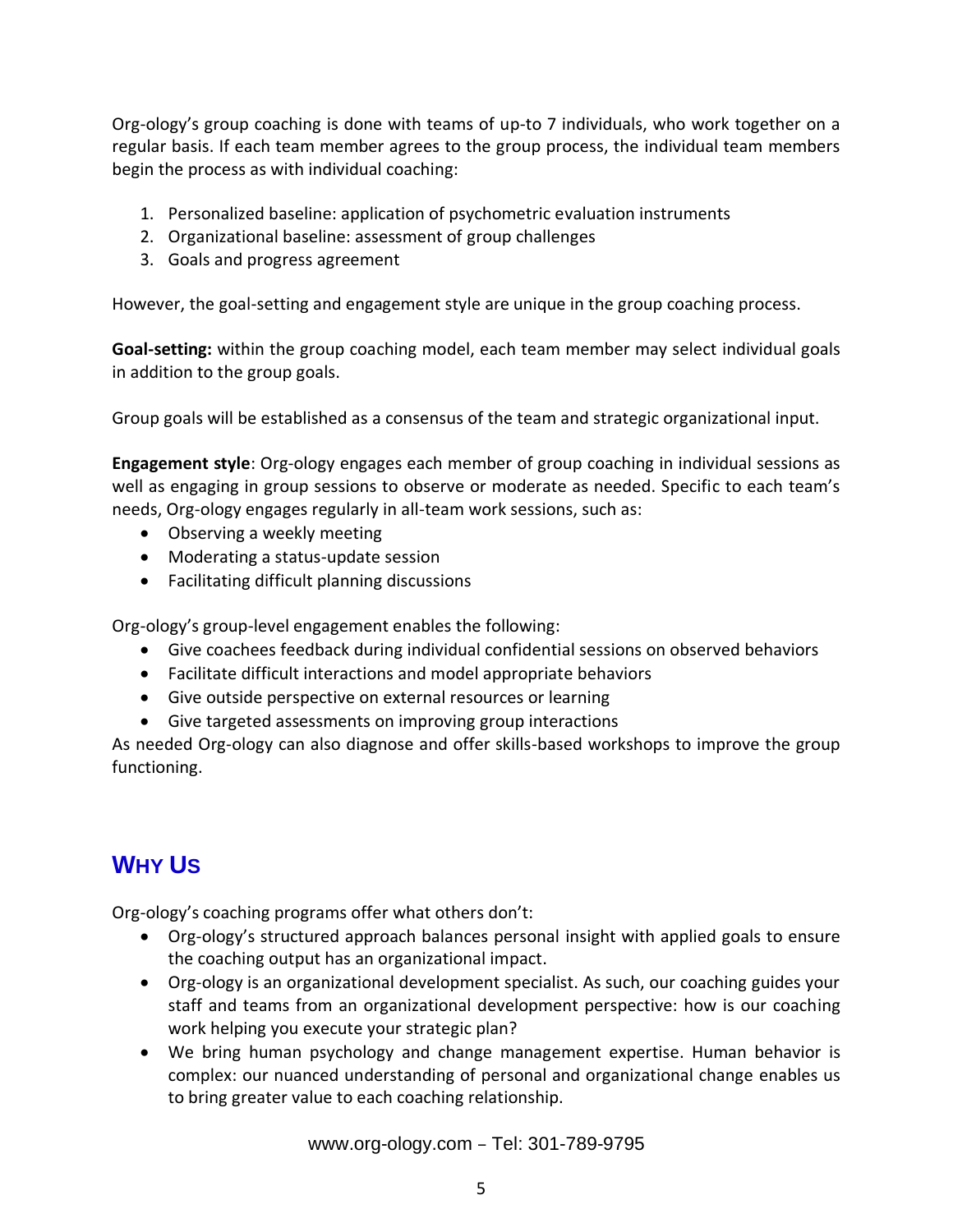Org-ology's group coaching is done with teams of up-to 7 individuals, who work together on a regular basis. If each team member agrees to the group process, the individual team members begin the process as with individual coaching:

1. Personalized baseline: application of psychometric evaluation instruments
2. Organizational baseline: assessment of group challenges
3. Goals and progress agreement

However, the goal-setting and engagement style are unique in the group coaching process.

**Goal-setting:** within the group coaching model, each team member may select individual goals in addition to the group goals.

Group goals will be established as a consensus of the team and strategic organizational input.

**Engagement style**: Org-ology engages each member of group coaching in individual sessions as well as engaging in group sessions to observe or moderate as needed. Specific to each team's needs, Org-ology engages regularly in all-team work sessions, such as:

- Observing a weekly meeting
- Moderating a status-update session
- Facilitating difficult planning discussions

Org-ology's group-level engagement enables the following:

- Give coachees feedback during individual confidential sessions on observed behaviors
- Facilitate difficult interactions and model appropriate behaviors
- Give outside perspective on external resources or learning
- Give targeted assessments on improving group interactions

As needed Org-ology can also diagnose and offer skills-based workshops to improve the group functioning.

## Why Us

Org-ology's coaching programs offer what others don't:

- Org-ology's structured approach balances personal insight with applied goals to ensure the coaching output has an organizational impact.
- Org-ology is an organizational development specialist. As such, our coaching guides your staff and teams from an organizational development perspective: how is our coaching work helping you execute your strategic plan?
- We bring human psychology and change management expertise. Human behavior is complex: our nuanced understanding of personal and organizational change enables us to bring greater value to each coaching relationship.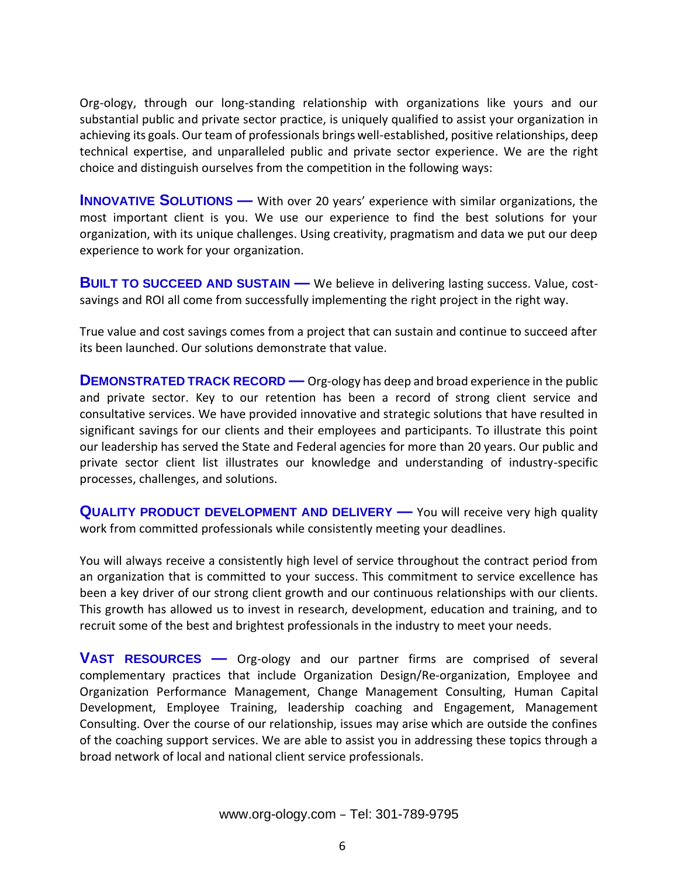Org-ology, through our long-standing relationship with organizations like yours and our substantial public and private sector practice, is uniquely qualified to assist your organization in achieving its goals. Our team of professionals brings well-established, positive relationships, deep technical expertise, and unparalleled public and private sector experience. We are the right choice and distinguish ourselves from the competition in the following ways:

**INNOVATIVE SOLUTIONS —** With over 20 years' experience with similar organizations, the most important client is you. We use our experience to find the best solutions for your organization, with its unique challenges. Using creativity, pragmatism and data we put our deep experience to work for your organization.

**BUILT TO SUCCEED AND SUSTAIN —** We believe in delivering lasting success. Value, cost-savings and ROI all come from successfully implementing the right project in the right way.

True value and cost savings comes from a project that can sustain and continue to succeed after its been launched. Our solutions demonstrate that value.

**DEMONSTRATED TRACK RECORD —** Org-ology has deep and broad experience in the public and private sector. Key to our retention has been a record of strong client service and consultative services. We have provided innovative and strategic solutions that have resulted in significant savings for our clients and their employees and participants. To illustrate this point our leadership has served the State and Federal agencies for more than 20 years. Our public and private sector client list illustrates our knowledge and understanding of industry-specific processes, challenges, and solutions.

**QUALITY PRODUCT DEVELOPMENT AND DELIVERY —** You will receive very high quality work from committed professionals while consistently meeting your deadlines.

You will always receive a consistently high level of service throughout the contract period from an organization that is committed to your success. This commitment to service excellence has been a key driver of our strong client growth and our continuous relationships with our clients. This growth has allowed us to invest in research, development, education and training, and to recruit some of the best and brightest professionals in the industry to meet your needs.

**VAST RESOURCES —** Org-ology and our partner firms are comprised of several complementary practices that include Organization Design/Re-organization, Employee and Organization Performance Management, Change Management Consulting, Human Capital Development, Employee Training, leadership coaching and Engagement, Management Consulting. Over the course of our relationship, issues may arise which are outside the confines of the coaching support services. We are able to assist you in addressing these topics through a broad network of local and national client service professionals.

www.org-ology.com – Tel: 301-789-9795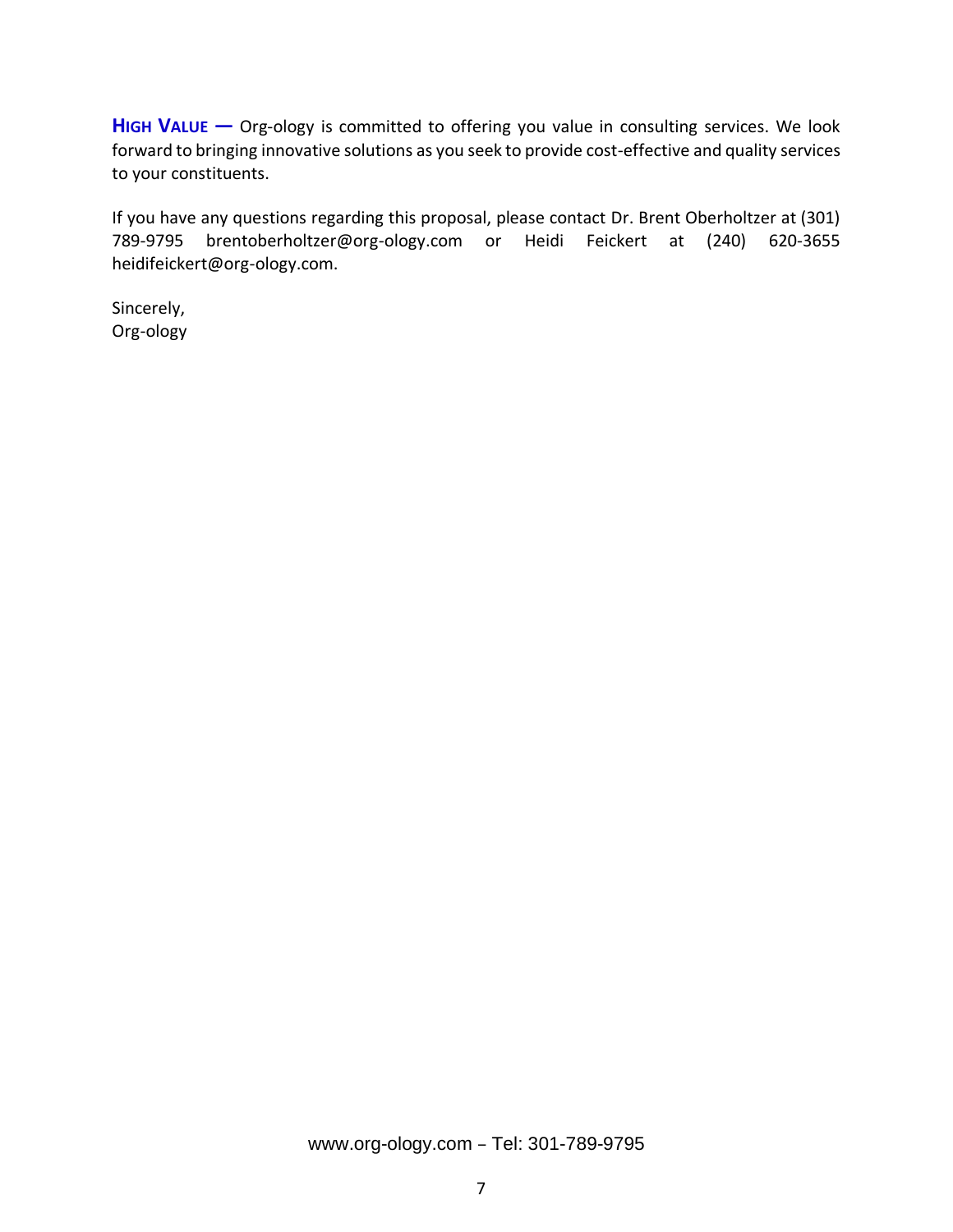**HIGH VALUE —** Org-ology is committed to offering you value in consulting services. We look forward to bringing innovative solutions as you seek to provide cost-effective and quality services to your constituents.

If you have any questions regarding this proposal, please contact Dr. Brent Oberholtzer at (301) 789-9795 brentoberholtzer@org-ology.com or Heidi Feickert at (240) 620-3655 heidifeickert@org-ology.com.

Sincerely,
Org-ology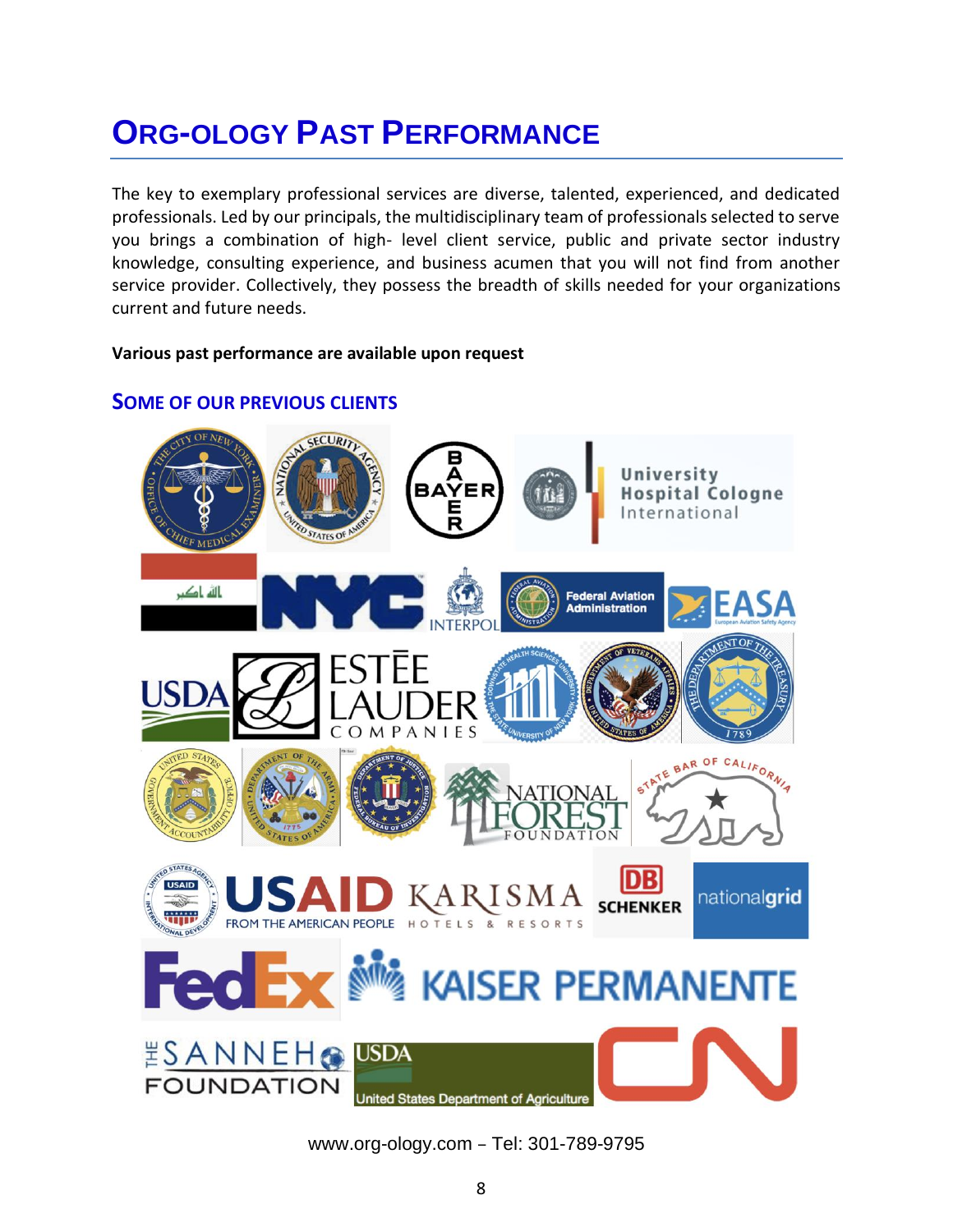# ORG-OLOGY PAST PERFORMANCE

The key to exemplary professional services are diverse, talented, experienced, and dedicated professionals. Led by our principals, the multidisciplinary team of professionals selected to serve you brings a combination of high- level client service, public and private sector industry knowledge, consulting experience, and business acumen that you will not find from another service provider. Collectively, they possess the breadth of skills needed for your organizations current and future needs.

**Various past performance are available upon request**

## SOME OF OUR PREVIOUS CLIENTS

www.org-ology.com – Tel: 301-789-9795